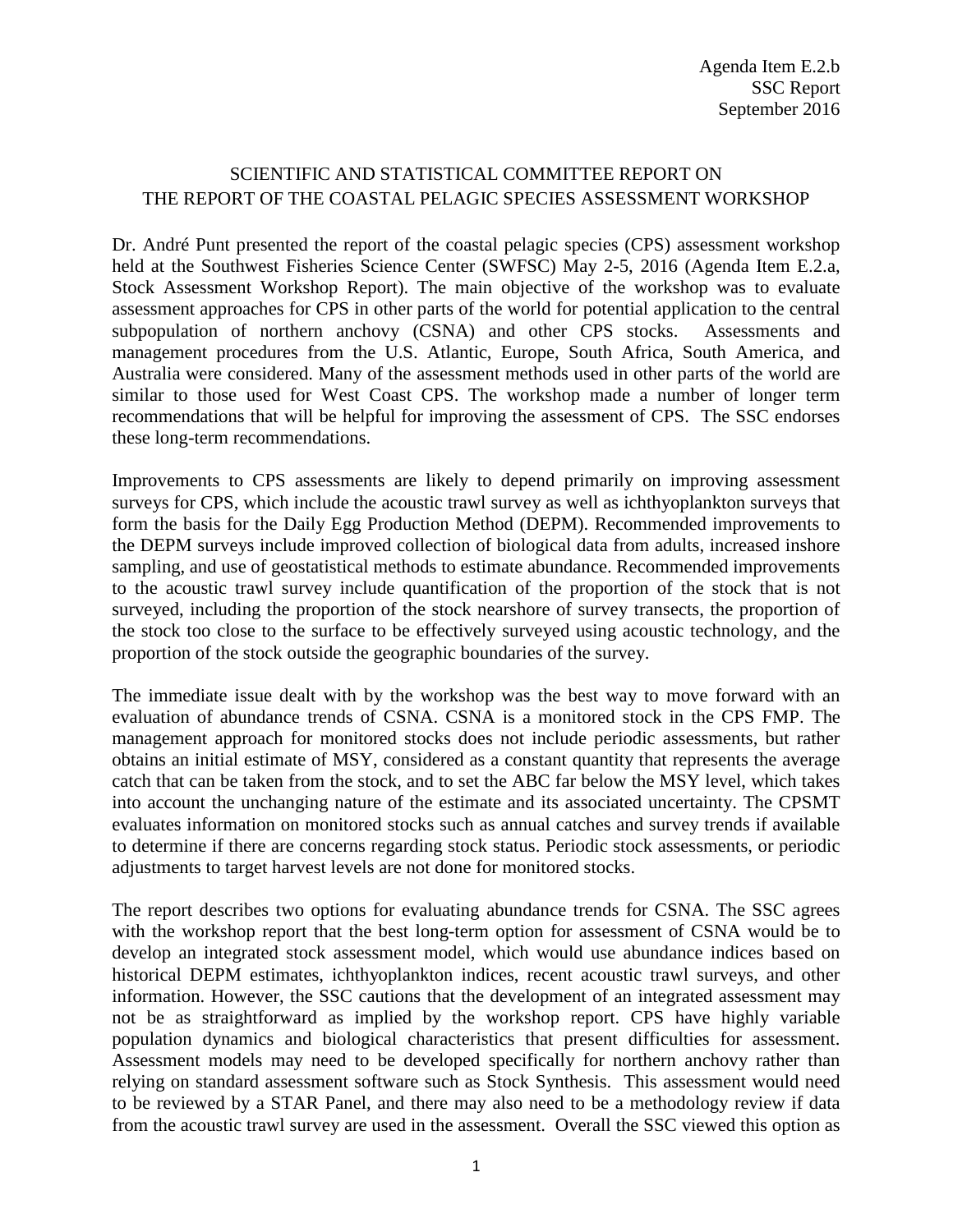Agenda Item E.2.b
SSC Report
September 2016

# SCIENTIFIC AND STATISTICAL COMMITTEE REPORT ON THE REPORT OF THE COASTAL PELAGIC SPECIES ASSESSMENT WORKSHOP

Dr. André Punt presented the report of the coastal pelagic species (CPS) assessment workshop held at the Southwest Fisheries Science Center (SWFSC) May 2-5, 2016 (Agenda Item E.2.a, Stock Assessment Workshop Report). The main objective of the workshop was to evaluate assessment approaches for CPS in other parts of the world for potential application to the central subpopulation of northern anchovy (CSNA) and other CPS stocks. Assessments and management procedures from the U.S. Atlantic, Europe, South Africa, South America, and Australia were considered. Many of the assessment methods used in other parts of the world are similar to those used for West Coast CPS. The workshop made a number of longer term recommendations that will be helpful for improving the assessment of CPS. The SSC endorses these long-term recommendations.

Improvements to CPS assessments are likely to depend primarily on improving assessment surveys for CPS, which include the acoustic trawl survey as well as ichthyoplankton surveys that form the basis for the Daily Egg Production Method (DEPM). Recommended improvements to the DEPM surveys include improved collection of biological data from adults, increased inshore sampling, and use of geostatistical methods to estimate abundance. Recommended improvements to the acoustic trawl survey include quantification of the proportion of the stock that is not surveyed, including the proportion of the stock nearshore of survey transects, the proportion of the stock too close to the surface to be effectively surveyed using acoustic technology, and the proportion of the stock outside the geographic boundaries of the survey.

The immediate issue dealt with by the workshop was the best way to move forward with an evaluation of abundance trends of CSNA. CSNA is a monitored stock in the CPS FMP. The management approach for monitored stocks does not include periodic assessments, but rather obtains an initial estimate of MSY, considered as a constant quantity that represents the average catch that can be taken from the stock, and to set the ABC far below the MSY level, which takes into account the unchanging nature of the estimate and its associated uncertainty. The CPSMT evaluates information on monitored stocks such as annual catches and survey trends if available to determine if there are concerns regarding stock status. Periodic stock assessments, or periodic adjustments to target harvest levels are not done for monitored stocks.

The report describes two options for evaluating abundance trends for CSNA. The SSC agrees with the workshop report that the best long-term option for assessment of CSNA would be to develop an integrated stock assessment model, which would use abundance indices based on historical DEPM estimates, ichthyoplankton indices, recent acoustic trawl surveys, and other information. However, the SSC cautions that the development of an integrated assessment may not be as straightforward as implied by the workshop report. CPS have highly variable population dynamics and biological characteristics that present difficulties for assessment. Assessment models may need to be developed specifically for northern anchovy rather than relying on standard assessment software such as Stock Synthesis. This assessment would need to be reviewed by a STAR Panel, and there may also need to be a methodology review if data from the acoustic trawl survey are used in the assessment. Overall the SSC viewed this option as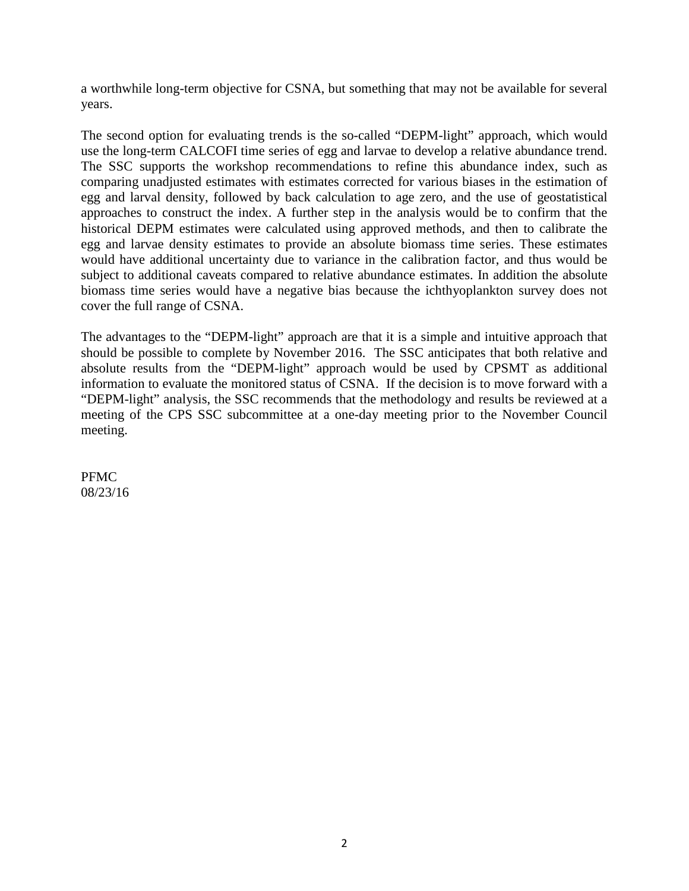a worthwhile long-term objective for CSNA, but something that may not be available for several years.

The second option for evaluating trends is the so-called "DEPM-light" approach, which would use the long-term CALCOFI time series of egg and larvae to develop a relative abundance trend. The SSC supports the workshop recommendations to refine this abundance index, such as comparing unadjusted estimates with estimates corrected for various biases in the estimation of egg and larval density, followed by back calculation to age zero, and the use of geostatistical approaches to construct the index. A further step in the analysis would be to confirm that the historical DEPM estimates were calculated using approved methods, and then to calibrate the egg and larvae density estimates to provide an absolute biomass time series. These estimates would have additional uncertainty due to variance in the calibration factor, and thus would be subject to additional caveats compared to relative abundance estimates. In addition the absolute biomass time series would have a negative bias because the ichthyoplankton survey does not cover the full range of CSNA.

The advantages to the "DEPM-light" approach are that it is a simple and intuitive approach that should be possible to complete by November 2016. The SSC anticipates that both relative and absolute results from the "DEPM-light" approach would be used by CPSMT as additional information to evaluate the monitored status of CSNA. If the decision is to move forward with a "DEPM-light" analysis, the SSC recommends that the methodology and results be reviewed at a meeting of the CPS SSC subcommittee at a one-day meeting prior to the November Council meeting.

PFMC
08/23/16